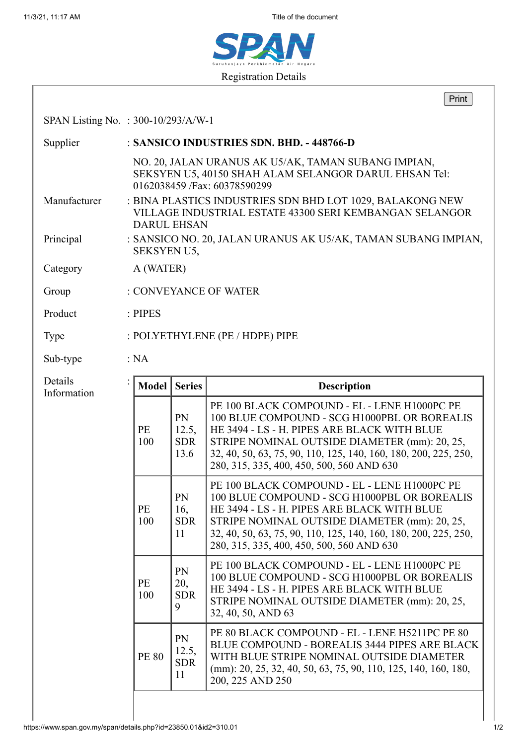# SPAN

Registration Details

SPAN Listing No. : 300-10/293/A/W-1

Supplier : **SANSICO INDUSTRIES SDN. BHD. - 448766-D**

NO. 20, JALAN URANUS AK U5/AK, TAMAN SUBANG IMPIAN, SEKSYEN U5, 40150 SHAH ALAM SELANGOR DARUL EHSAN Tel: 0162038459 /Fax: 60378590299

Manufacturer : BINA PLASTICS INDUSTRIES SDN BHD LOT 1029, BALAKONG NEW VILLAGE INDUSTRIAL ESTATE 43300 SERI KEMBANGAN SELANGOR DARUL EHSAN

Principal : SANSICO NO. 20, JALAN URANUS AK U5/AK, TAMAN SUBANG IMPIAN, SEKSYEN U5,

Category A (WATER)

Group : CONVEYANCE OF WATER

Product : PIPES

Type : POLYETHYLENE (PE / HDPE) PIPE

Sub-type : NA

Details Information :

| Model | Series | Description |
|---|---|---|
| PE 100 | PN 12.5, SDR 13.6 | PE 100 BLACK COMPOUND - EL - LENE H1000PC PE 100 BLUE COMPOUND - SCG H1000PBL OR BOREALIS HE 3494 - LS - H. PIPES ARE BLACK WITH BLUE STRIPE NOMINAL OUTSIDE DIAMETER (mm): 20, 25, 32, 40, 50, 63, 75, 90, 110, 125, 140, 160, 180, 200, 225, 250, 280, 315, 335, 400, 450, 500, 560 AND 630 |
| PE 100 | PN 16, SDR 11 | PE 100 BLACK COMPOUND - EL - LENE H1000PC PE 100 BLUE COMPOUND - SCG H1000PBL OR BOREALIS HE 3494 - LS - H. PIPES ARE BLACK WITH BLUE STRIPE NOMINAL OUTSIDE DIAMETER (mm): 20, 25, 32, 40, 50, 63, 75, 90, 110, 125, 140, 160, 180, 200, 225, 250, 280, 315, 335, 400, 450, 500, 560 AND 630 |
| PE 100 | PN 20, SDR 9 | PE 100 BLACK COMPOUND - EL - LENE H1000PC PE 100 BLUE COMPOUND - SCG H1000PBL OR BOREALIS HE 3494 - LS - H. PIPES ARE BLACK WITH BLUE STRIPE NOMINAL OUTSIDE DIAMETER (mm): 20, 25, 32, 40, 50, AND 63 |
| PE 80 | PN 12.5, SDR 11 | PE 80 BLACK COMPOUND - EL - LENE H5211PC PE 80 BLUE COMPOUND - BOREALIS 3444 PIPES ARE BLACK WITH BLUE STRIPE NOMINAL OUTSIDE DIAMETER (mm): 20, 25, 32, 40, 50, 63, 75, 90, 110, 125, 140, 160, 180, 200, 225 AND 250 |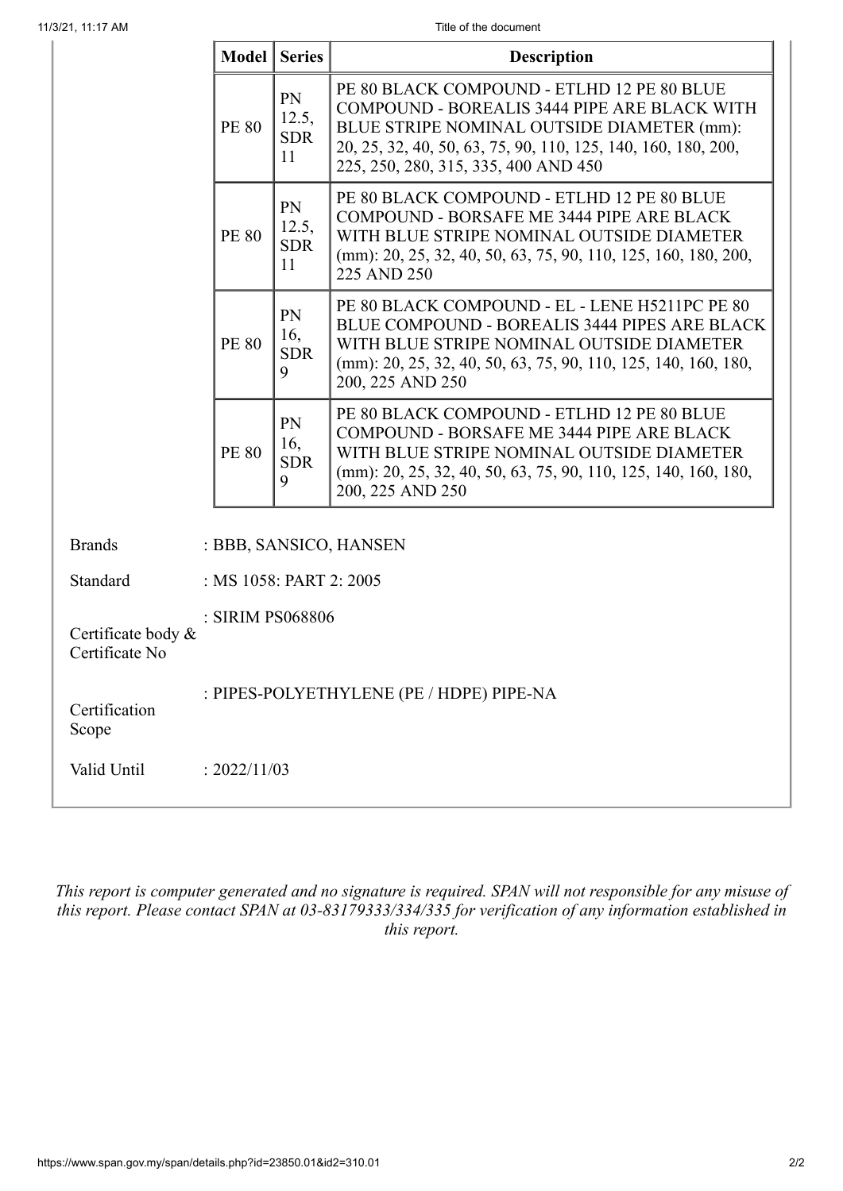| Model | Series | Description |
| --- | --- | --- |
| PE 80 | PN 12.5, SDR 11 | PE 80 BLACK COMPOUND - ETLHD 12 PE 80 BLUE COMPOUND - BOREALIS 3444 PIPE ARE BLACK WITH BLUE STRIPE NOMINAL OUTSIDE DIAMETER (mm): 20, 25, 32, 40, 50, 63, 75, 90, 110, 125, 140, 160, 180, 200, 225, 250, 280, 315, 335, 400 AND 450 |
| PE 80 | PN 12.5, SDR 11 | PE 80 BLACK COMPOUND - ETLHD 12 PE 80 BLUE COMPOUND - BORSAFE ME 3444 PIPE ARE BLACK WITH BLUE STRIPE NOMINAL OUTSIDE DIAMETER (mm): 20, 25, 32, 40, 50, 63, 75, 90, 110, 125, 160, 180, 200, 225 AND 250 |
| PE 80 | PN 16, SDR 9 | PE 80 BLACK COMPOUND - EL - LENE H5211PC PE 80 BLUE COMPOUND - BOREALIS 3444 PIPES ARE BLACK WITH BLUE STRIPE NOMINAL OUTSIDE DIAMETER (mm): 20, 25, 32, 40, 50, 63, 75, 90, 110, 125, 140, 160, 180, 200, 225 AND 250 |
| PE 80 | PN 16, SDR 9 | PE 80 BLACK COMPOUND - ETLHD 12 PE 80 BLUE COMPOUND - BORSAFE ME 3444 PIPE ARE BLACK WITH BLUE STRIPE NOMINAL OUTSIDE DIAMETER (mm): 20, 25, 32, 40, 50, 63, 75, 90, 110, 125, 140, 160, 180, 200, 225 AND 250 |

| | |
| --- | --- |
| Brands | : BBB, SANSICO, HANSEN |
| Standard | : MS 1058: PART 2: 2005 |
| Certificate body & Certificate No | : SIRIM PS068806 |
| Certification Scope | : PIPES-POLYETHYLENE (PE / HDPE) PIPE-NA |
| Valid Until | : 2022/11/03 |

*This report is computer generated and no signature is required. SPAN will not responsible for any misuse of this report. Please contact SPAN at 03-83179333/334/335 for verification of any information established in this report.*